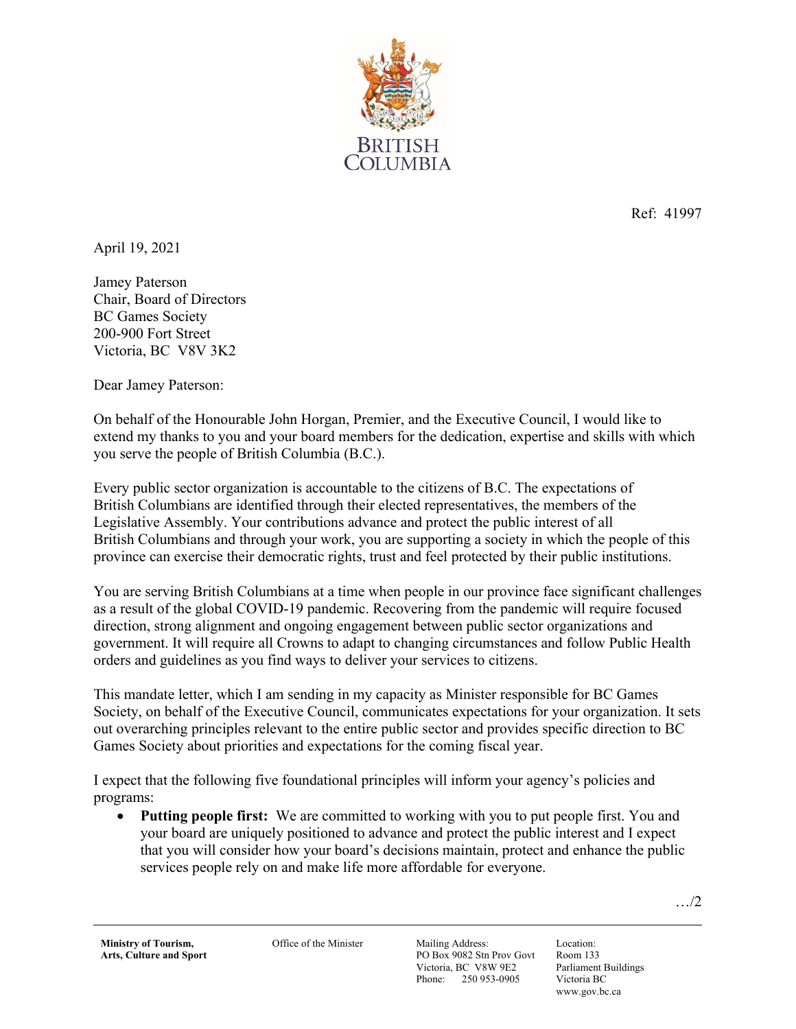BRITISH COLUMBIA

Ref: 41997

April 19, 2021

Jamey Paterson
Chair, Board of Directors
BC Games Society
200-900 Fort Street
Victoria, BC V8V 3K2

Dear Jamey Paterson:

On behalf of the Honourable John Horgan, Premier, and the Executive Council, I would like to extend my thanks to you and your board members for the dedication, expertise and skills with which you serve the people of British Columbia (B.C.).

Every public sector organization is accountable to the citizens of B.C. The expectations of British Columbians are identified through their elected representatives, the members of the Legislative Assembly. Your contributions advance and protect the public interest of all British Columbians and through your work, you are supporting a society in which the people of this province can exercise their democratic rights, trust and feel protected by their public institutions.

You are serving British Columbians at a time when people in our province face significant challenges as a result of the global COVID-19 pandemic. Recovering from the pandemic will require focused direction, strong alignment and ongoing engagement between public sector organizations and government. It will require all Crowns to adapt to changing circumstances and follow Public Health orders and guidelines as you find ways to deliver your services to citizens.

This mandate letter, which I am sending in my capacity as Minister responsible for BC Games Society, on behalf of the Executive Council, communicates expectations for your organization. It sets out overarching principles relevant to the entire public sector and provides specific direction to BC Games Society about priorities and expectations for the coming fiscal year.

I expect that the following five foundational principles will inform your agency's policies and programs:

- **Putting people first:** We are committed to working with you to put people first. You and your board are uniquely positioned to advance and protect the public interest and I expect that you will consider how your board's decisions maintain, protect and enhance the public services people rely on and make life more affordable for everyone.

…/2

**Ministry of Tourism, Arts, Culture and Sport** | Office of the Minister | Mailing Address: PO Box 9082 Stn Prov Govt Victoria, BC V8W 9E2 Phone: 250 953-0905 | Location: Room 133 Parliament Buildings Victoria BC www.gov.bc.ca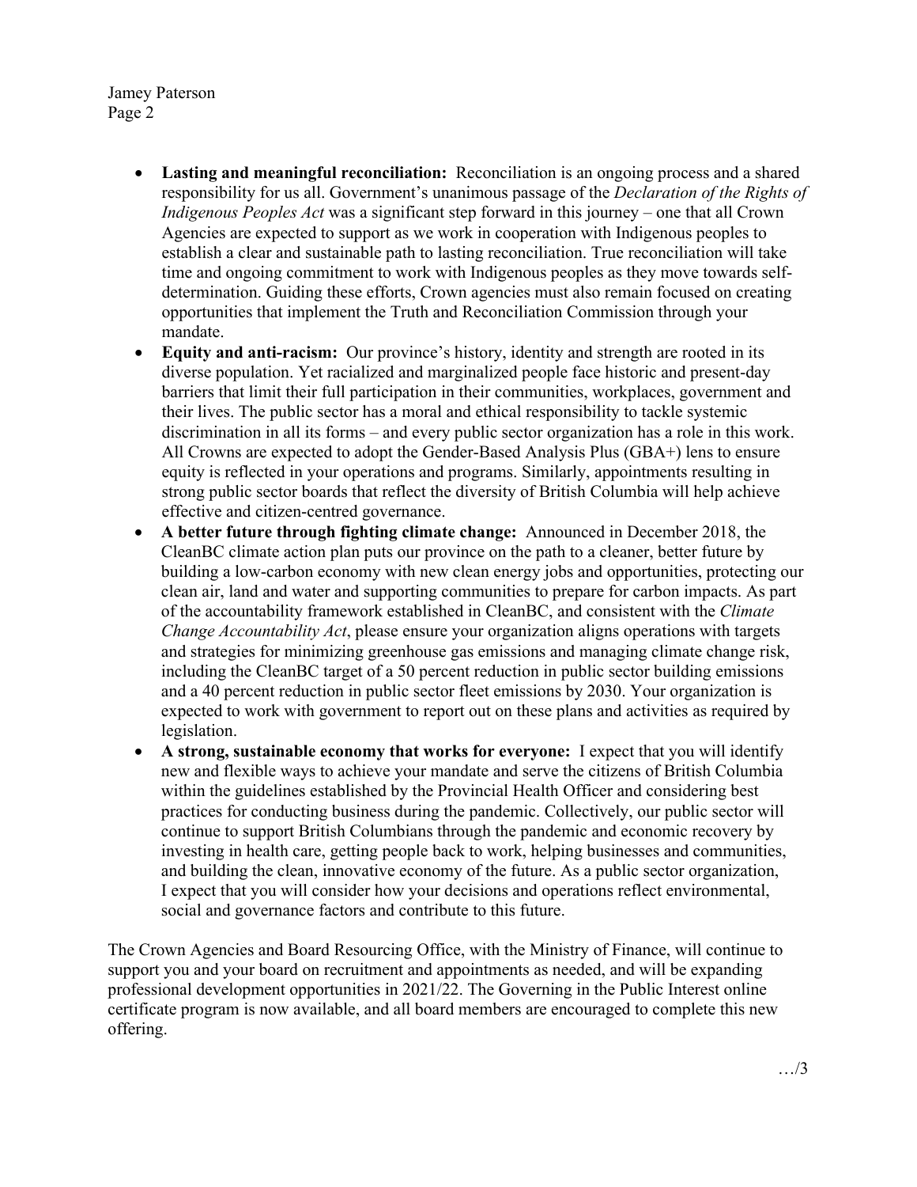- **Lasting and meaningful reconciliation:** Reconciliation is an ongoing process and a shared responsibility for us all. Government's unanimous passage of the *Declaration of the Rights of Indigenous Peoples Act* was a significant step forward in this journey – one that all Crown Agencies are expected to support as we work in cooperation with Indigenous peoples to establish a clear and sustainable path to lasting reconciliation. True reconciliation will take time and ongoing commitment to work with Indigenous peoples as they move towards self-determination. Guiding these efforts, Crown agencies must also remain focused on creating opportunities that implement the Truth and Reconciliation Commission through your mandate.
- **Equity and anti-racism:** Our province's history, identity and strength are rooted in its diverse population. Yet racialized and marginalized people face historic and present-day barriers that limit their full participation in their communities, workplaces, government and their lives. The public sector has a moral and ethical responsibility to tackle systemic discrimination in all its forms – and every public sector organization has a role in this work. All Crowns are expected to adopt the Gender-Based Analysis Plus (GBA+) lens to ensure equity is reflected in your operations and programs. Similarly, appointments resulting in strong public sector boards that reflect the diversity of British Columbia will help achieve effective and citizen-centred governance.
- **A better future through fighting climate change:** Announced in December 2018, the CleanBC climate action plan puts our province on the path to a cleaner, better future by building a low-carbon economy with new clean energy jobs and opportunities, protecting our clean air, land and water and supporting communities to prepare for carbon impacts. As part of the accountability framework established in CleanBC, and consistent with the *Climate Change Accountability Act*, please ensure your organization aligns operations with targets and strategies for minimizing greenhouse gas emissions and managing climate change risk, including the CleanBC target of a 50 percent reduction in public sector building emissions and a 40 percent reduction in public sector fleet emissions by 2030. Your organization is expected to work with government to report out on these plans and activities as required by legislation.
- **A strong, sustainable economy that works for everyone:** I expect that you will identify new and flexible ways to achieve your mandate and serve the citizens of British Columbia within the guidelines established by the Provincial Health Officer and considering best practices for conducting business during the pandemic. Collectively, our public sector will continue to support British Columbians through the pandemic and economic recovery by investing in health care, getting people back to work, helping businesses and communities, and building the clean, innovative economy of the future. As a public sector organization, I expect that you will consider how your decisions and operations reflect environmental, social and governance factors and contribute to this future.

The Crown Agencies and Board Resourcing Office, with the Ministry of Finance, will continue to support you and your board on recruitment and appointments as needed, and will be expanding professional development opportunities in 2021/22. The Governing in the Public Interest online certificate program is now available, and all board members are encouraged to complete this new offering.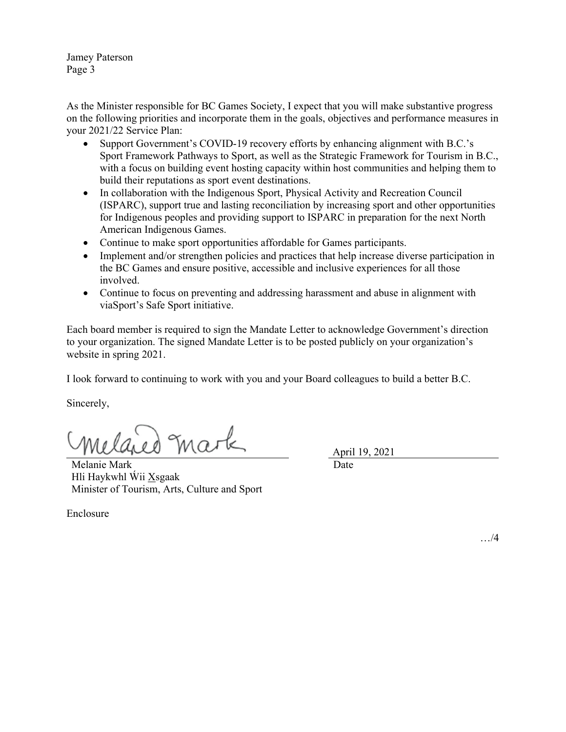As the Minister responsible for BC Games Society, I expect that you will make substantive progress on the following priorities and incorporate them in the goals, objectives and performance measures in your 2021/22 Service Plan:

- Support Government's COVID-19 recovery efforts by enhancing alignment with B.C.'s Sport Framework Pathways to Sport, as well as the Strategic Framework for Tourism in B.C., with a focus on building event hosting capacity within host communities and helping them to build their reputations as sport event destinations.
- In collaboration with the Indigenous Sport, Physical Activity and Recreation Council (ISPARC), support true and lasting reconciliation by increasing sport and other opportunities for Indigenous peoples and providing support to ISPARC in preparation for the next North American Indigenous Games.
- Continue to make sport opportunities affordable for Games participants.
- Implement and/or strengthen policies and practices that help increase diverse participation in the BC Games and ensure positive, accessible and inclusive experiences for all those involved.
- Continue to focus on preventing and addressing harassment and abuse in alignment with viaSport's Safe Sport initiative.

Each board member is required to sign the Mandate Letter to acknowledge Government's direction to your organization. The signed Mandate Letter is to be posted publicly on your organization's website in spring 2021.

I look forward to continuing to work with you and your Board colleagues to build a better B.C.

Sincerely,

Melanie Mark
Hli Haykwhl Ẃii X̲sgaak
Minister of Tourism, Arts, Culture and Sport

April 19, 2021
Date

Enclosure

…/4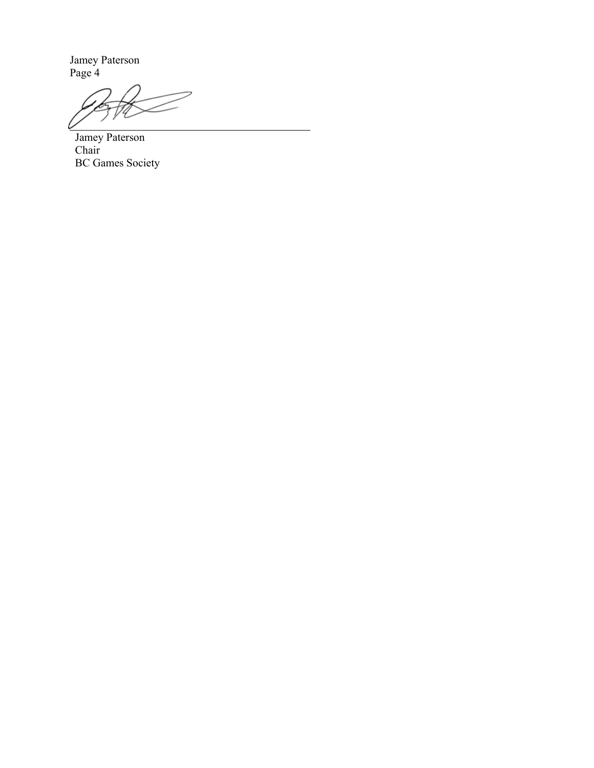Jamey Paterson
Chair
BC Games Society